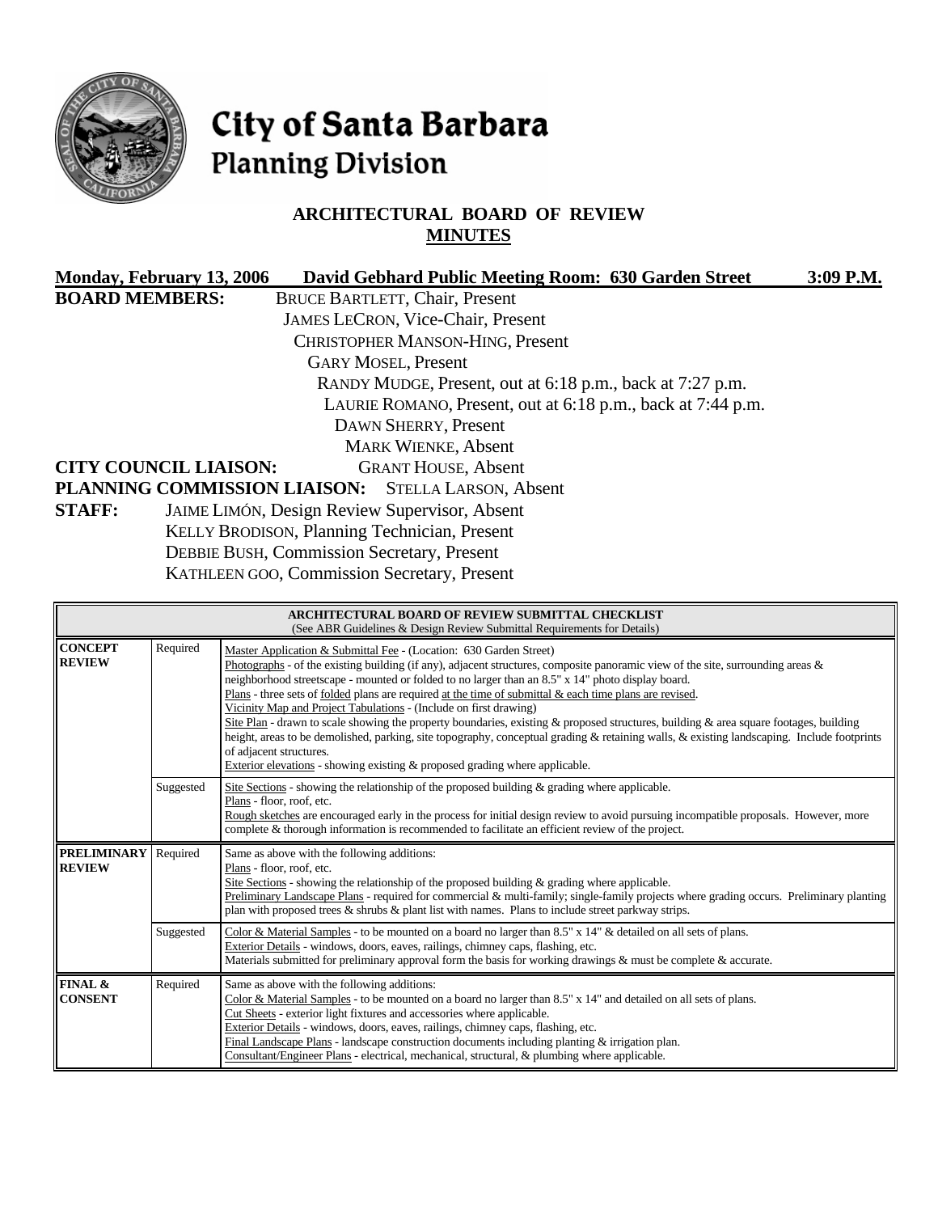# City of Santa Barbara Planning Division

## ARCHITECTURAL BOARD OF REVIEW
## MINUTES

**Monday, February 13, 2006 David Gebhard Public Meeting Room: 630 Garden Street 3:09 P.M.**

**BOARD MEMBERS:** BRUCE BARTLETT, Chair, Present
JAMES LECRON, Vice-Chair, Present
CHRISTOPHER MANSON-HING, Present
GARY MOSEL, Present
RANDY MUDGE, Present, out at 6:18 p.m., back at 7:27 p.m.
LAURIE ROMANO, Present, out at 6:18 p.m., back at 7:44 p.m.
DAWN SHERRY, Present
MARK WIENKE, Absent

**CITY COUNCIL LIAISON:** GRANT HOUSE, Absent

**PLANNING COMMISSION LIAISON:** STELLA LARSON, Absent

**STAFF:** JAIME LIMÓN, Design Review Supervisor, Absent
KELLY BRODISON, Planning Technician, Present
DEBBIE BUSH, Commission Secretary, Present
KATHLEEN GOO, Commission Secretary, Present

| ARCHITECTURAL BOARD OF REVIEW SUBMITTAL CHECKLIST (See ABR Guidelines & Design Review Submittal Requirements for Details) | | |
|---|---|---|
| **CONCEPT REVIEW** | Required | Master Application & Submittal Fee - (Location: 630 Garden Street)<br>Photographs - of the existing building (if any), adjacent structures, composite panoramic view of the site, surrounding areas & neighborhood streetscape - mounted or folded to no larger than an 8.5" x 14" photo display board.<br>Plans - three sets of folded plans are required at the time of submittal & each time plans are revised.<br>Vicinity Map and Project Tabulations - (Include on first drawing)<br>Site Plan - drawn to scale showing the property boundaries, existing & proposed structures, building & area square footages, building height, areas to be demolished, parking, site topography, conceptual grading & retaining walls, & existing landscaping. Include footprints of adjacent structures.<br>Exterior elevations - showing existing & proposed grading where applicable. |
| | Suggested | Site Sections - showing the relationship of the proposed building & grading where applicable.<br>Plans - floor, roof, etc.<br>Rough sketches are encouraged early in the process for initial design review to avoid pursuing incompatible proposals. However, more complete & thorough information is recommended to facilitate an efficient review of the project. |
| **PRELIMINARY REVIEW** | Required | Same as above with the following additions:<br>Plans - floor, roof, etc.<br>Site Sections - showing the relationship of the proposed building & grading where applicable.<br>Preliminary Landscape Plans - required for commercial & multi-family; single-family projects where grading occurs. Preliminary planting plan with proposed trees & shrubs & plant list with names. Plans to include street parkway strips. |
| | Suggested | Color & Material Samples - to be mounted on a board no larger than 8.5" x 14" & detailed on all sets of plans.<br>Exterior Details - windows, doors, eaves, railings, chimney caps, flashing, etc.<br>Materials submitted for preliminary approval form the basis for working drawings & must be complete & accurate. |
| **FINAL & CONSENT** | Required | Same as above with the following additions:<br>Color & Material Samples - to be mounted on a board no larger than 8.5" x 14" and detailed on all sets of plans.<br>Cut Sheets - exterior light fixtures and accessories where applicable.<br>Exterior Details - windows, doors, eaves, railings, chimney caps, flashing, etc.<br>Final Landscape Plans - landscape construction documents including planting & irrigation plan.<br>Consultant/Engineer Plans - electrical, mechanical, structural, & plumbing where applicable. |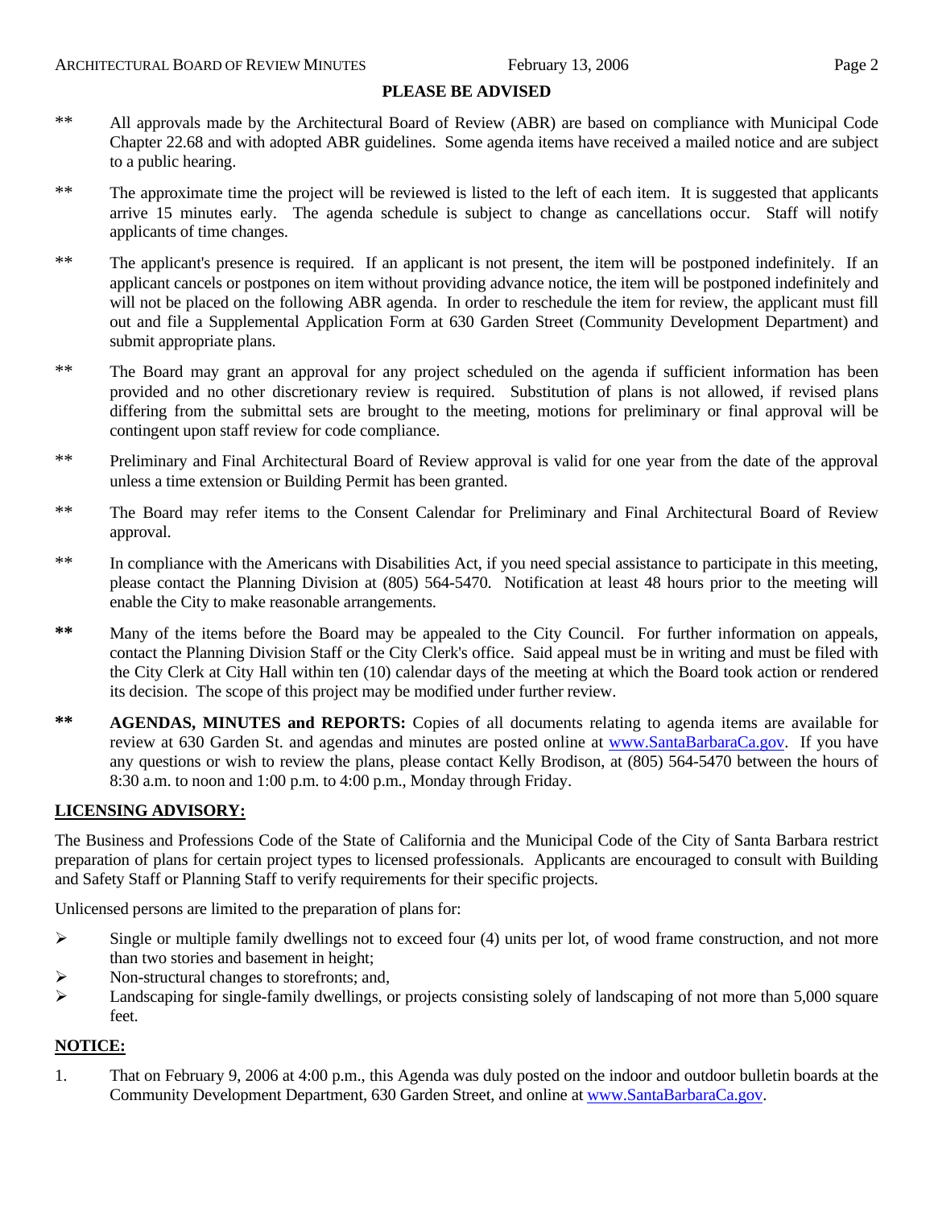## PLEASE BE ADVISED

** All approvals made by the Architectural Board of Review (ABR) are based on compliance with Municipal Code Chapter 22.68 and with adopted ABR guidelines. Some agenda items have received a mailed notice and are subject to a public hearing.

** The approximate time the project will be reviewed is listed to the left of each item. It is suggested that applicants arrive 15 minutes early. The agenda schedule is subject to change as cancellations occur. Staff will notify applicants of time changes.

** The applicant's presence is required. If an applicant is not present, the item will be postponed indefinitely. If an applicant cancels or postpones on item without providing advance notice, the item will be postponed indefinitely and will not be placed on the following ABR agenda. In order to reschedule the item for review, the applicant must fill out and file a Supplemental Application Form at 630 Garden Street (Community Development Department) and submit appropriate plans.

** The Board may grant an approval for any project scheduled on the agenda if sufficient information has been provided and no other discretionary review is required. Substitution of plans is not allowed, if revised plans differing from the submittal sets are brought to the meeting, motions for preliminary or final approval will be contingent upon staff review for code compliance.

** Preliminary and Final Architectural Board of Review approval is valid for one year from the date of the approval unless a time extension or Building Permit has been granted.

** The Board may refer items to the Consent Calendar for Preliminary and Final Architectural Board of Review approval.

** In compliance with the Americans with Disabilities Act, if you need special assistance to participate in this meeting, please contact the Planning Division at (805) 564-5470. Notification at least 48 hours prior to the meeting will enable the City to make reasonable arrangements.

**** Many of the items before the Board may be appealed to the City Council. For further information on appeals, contact the Planning Division Staff or the City Clerk's office. Said appeal must be in writing and must be filed with the City Clerk at City Hall within ten (10) calendar days of the meeting at which the Board took action or rendered its decision. The scope of this project may be modified under further review.

**** **AGENDAS, MINUTES and REPORTS:** Copies of all documents relating to agenda items are available for review at 630 Garden St. and agendas and minutes are posted online at www.SantaBarbaraCa.gov. If you have any questions or wish to review the plans, please contact Kelly Brodison, at (805) 564-5470 between the hours of 8:30 a.m. to noon and 1:00 p.m. to 4:00 p.m., Monday through Friday.

## LICENSING ADVISORY:

The Business and Professions Code of the State of California and the Municipal Code of the City of Santa Barbara restrict preparation of plans for certain project types to licensed professionals. Applicants are encouraged to consult with Building and Safety Staff or Planning Staff to verify requirements for their specific projects.

Unlicensed persons are limited to the preparation of plans for:

- Single or multiple family dwellings not to exceed four (4) units per lot, of wood frame construction, and not more than two stories and basement in height;
- Non-structural changes to storefronts; and,
- Landscaping for single-family dwellings, or projects consisting solely of landscaping of not more than 5,000 square feet.

## NOTICE:

1. That on February 9, 2006 at 4:00 p.m., this Agenda was duly posted on the indoor and outdoor bulletin boards at the Community Development Department, 630 Garden Street, and online at www.SantaBarbaraCa.gov.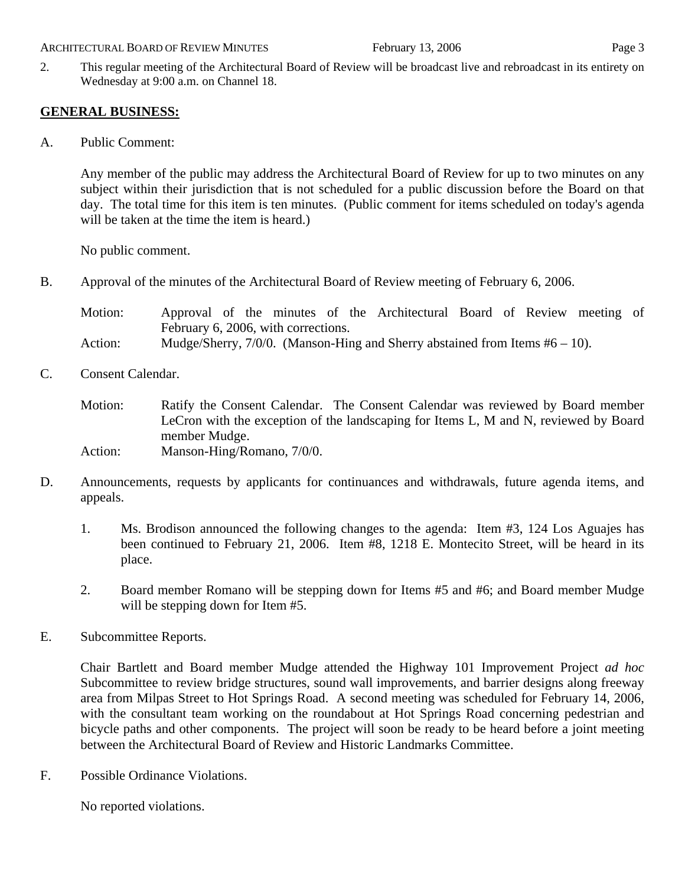2. This regular meeting of the Architectural Board of Review will be broadcast live and rebroadcast in its entirety on Wednesday at 9:00 a.m. on Channel 18.

## GENERAL BUSINESS:

A. Public Comment:

Any member of the public may address the Architectural Board of Review for up to two minutes on any subject within their jurisdiction that is not scheduled for a public discussion before the Board on that day. The total time for this item is ten minutes. (Public comment for items scheduled on today's agenda will be taken at the time the item is heard.)

No public comment.

B. Approval of the minutes of the Architectural Board of Review meeting of February 6, 2006.

Motion: Approval of the minutes of the Architectural Board of Review meeting of February 6, 2006, with corrections.
Action: Mudge/Sherry, 7/0/0. (Manson-Hing and Sherry abstained from Items #6 – 10).

C. Consent Calendar.

Motion: Ratify the Consent Calendar. The Consent Calendar was reviewed by Board member LeCron with the exception of the landscaping for Items L, M and N, reviewed by Board member Mudge.
Action: Manson-Hing/Romano, 7/0/0.

D. Announcements, requests by applicants for continuances and withdrawals, future agenda items, and appeals.

1. Ms. Brodison announced the following changes to the agenda: Item #3, 124 Los Aguajes has been continued to February 21, 2006. Item #8, 1218 E. Montecito Street, will be heard in its place.

2. Board member Romano will be stepping down for Items #5 and #6; and Board member Mudge will be stepping down for Item #5.

E. Subcommittee Reports.

Chair Bartlett and Board member Mudge attended the Highway 101 Improvement Project *ad hoc* Subcommittee to review bridge structures, sound wall improvements, and barrier designs along freeway area from Milpas Street to Hot Springs Road. A second meeting was scheduled for February 14, 2006, with the consultant team working on the roundabout at Hot Springs Road concerning pedestrian and bicycle paths and other components. The project will soon be ready to be heard before a joint meeting between the Architectural Board of Review and Historic Landmarks Committee.

F. Possible Ordinance Violations.

No reported violations.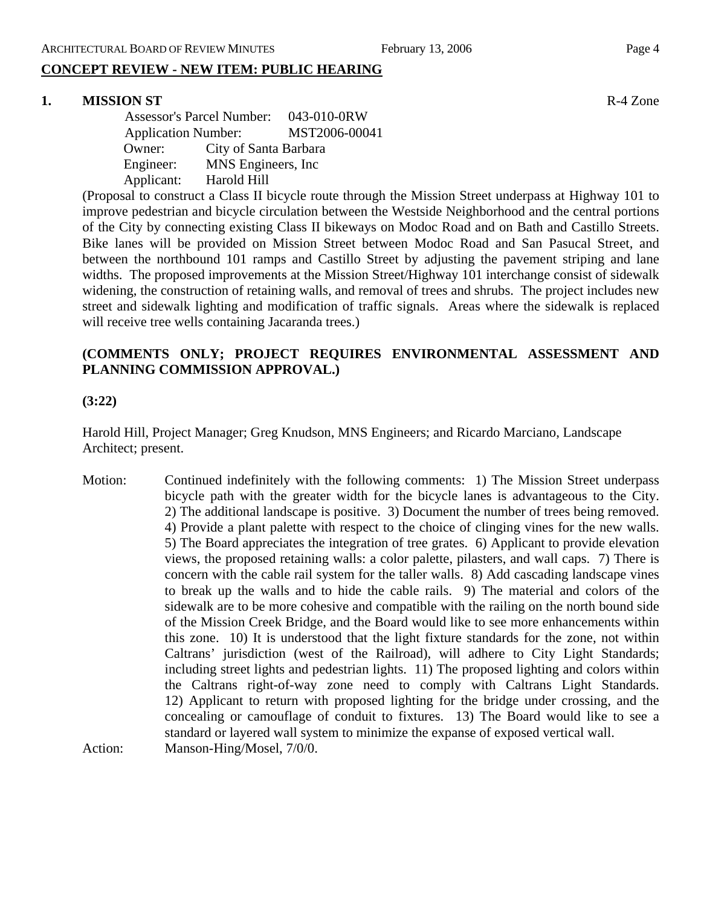## CONCEPT REVIEW - NEW ITEM: PUBLIC HEARING

**1. MISSION ST** R-4 Zone

Assessor's Parcel Number: 043-010-0RW
Application Number: MST2006-00041
Owner: City of Santa Barbara
Engineer: MNS Engineers, Inc
Applicant: Harold Hill

(Proposal to construct a Class II bicycle route through the Mission Street underpass at Highway 101 to improve pedestrian and bicycle circulation between the Westside Neighborhood and the central portions of the City by connecting existing Class II bikeways on Modoc Road and on Bath and Castillo Streets. Bike lanes will be provided on Mission Street between Modoc Road and San Pasucal Street, and between the northbound 101 ramps and Castillo Street by adjusting the pavement striping and lane widths. The proposed improvements at the Mission Street/Highway 101 interchange consist of sidewalk widening, the construction of retaining walls, and removal of trees and shrubs. The project includes new street and sidewalk lighting and modification of traffic signals. Areas where the sidewalk is replaced will receive tree wells containing Jacaranda trees.)

**(COMMENTS ONLY; PROJECT REQUIRES ENVIRONMENTAL ASSESSMENT AND PLANNING COMMISSION APPROVAL.)**

**(3:22)**

Harold Hill, Project Manager; Greg Knudson, MNS Engineers; and Ricardo Marciano, Landscape Architect; present.

Motion: Continued indefinitely with the following comments: 1) The Mission Street underpass bicycle path with the greater width for the bicycle lanes is advantageous to the City. 2) The additional landscape is positive. 3) Document the number of trees being removed. 4) Provide a plant palette with respect to the choice of clinging vines for the new walls. 5) The Board appreciates the integration of tree grates. 6) Applicant to provide elevation views, the proposed retaining walls: a color palette, pilasters, and wall caps. 7) There is concern with the cable rail system for the taller walls. 8) Add cascading landscape vines to break up the walls and to hide the cable rails. 9) The material and colors of the sidewalk are to be more cohesive and compatible with the railing on the north bound side of the Mission Creek Bridge, and the Board would like to see more enhancements within this zone. 10) It is understood that the light fixture standards for the zone, not within Caltrans' jurisdiction (west of the Railroad), will adhere to City Light Standards; including street lights and pedestrian lights. 11) The proposed lighting and colors within the Caltrans right-of-way zone need to comply with Caltrans Light Standards. 12) Applicant to return with proposed lighting for the bridge under crossing, and the concealing or camouflage of conduit to fixtures. 13) The Board would like to see a standard or layered wall system to minimize the expanse of exposed vertical wall.

Action: Manson-Hing/Mosel, 7/0/0.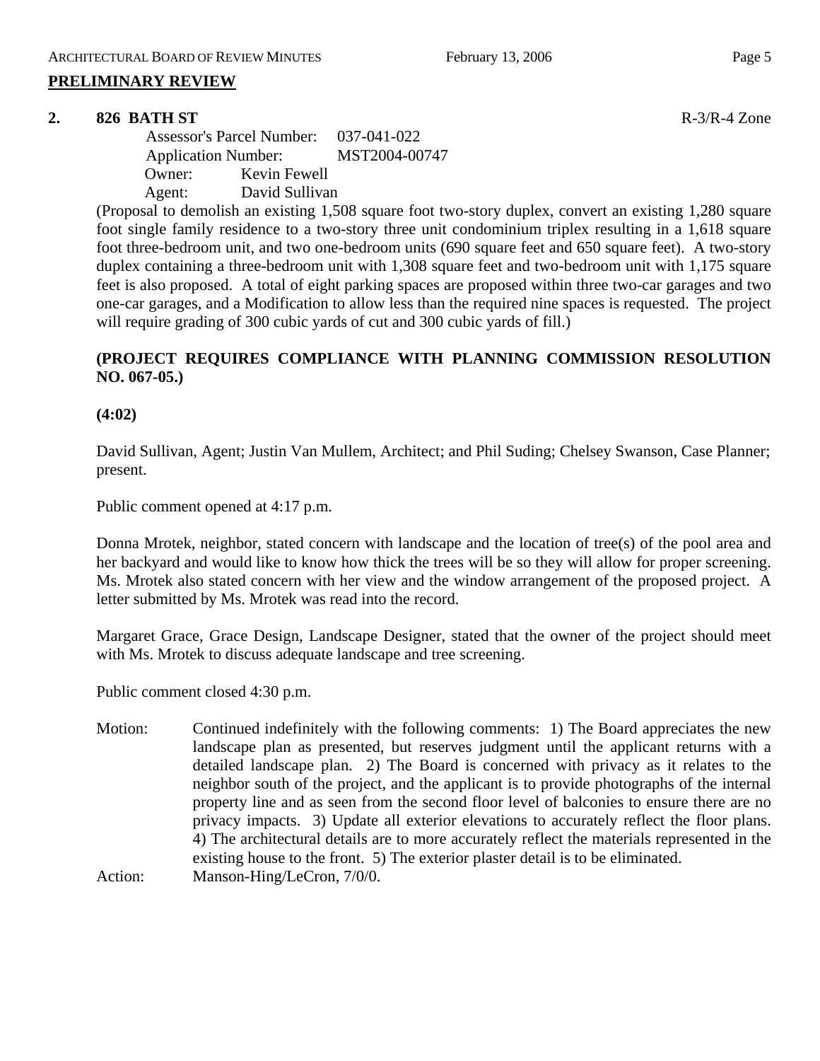## PRELIMINARY REVIEW

**2. 826 BATH ST** R-3/R-4 Zone

Assessor's Parcel Number: 037-041-022
Application Number: MST2004-00747
Owner: Kevin Fewell
Agent: David Sullivan

(Proposal to demolish an existing 1,508 square foot two-story duplex, convert an existing 1,280 square foot single family residence to a two-story three unit condominium triplex resulting in a 1,618 square foot three-bedroom unit, and two one-bedroom units (690 square feet and 650 square feet). A two-story duplex containing a three-bedroom unit with 1,308 square feet and two-bedroom unit with 1,175 square feet is also proposed. A total of eight parking spaces are proposed within three two-car garages and two one-car garages, and a Modification to allow less than the required nine spaces is requested. The project will require grading of 300 cubic yards of cut and 300 cubic yards of fill.)

**(PROJECT REQUIRES COMPLIANCE WITH PLANNING COMMISSION RESOLUTION NO. 067-05.)**

**(4:02)**

David Sullivan, Agent; Justin Van Mullem, Architect; and Phil Suding; Chelsey Swanson, Case Planner; present.

Public comment opened at 4:17 p.m.

Donna Mrotek, neighbor, stated concern with landscape and the location of tree(s) of the pool area and her backyard and would like to know how thick the trees will be so they will allow for proper screening. Ms. Mrotek also stated concern with her view and the window arrangement of the proposed project. A letter submitted by Ms. Mrotek was read into the record.

Margaret Grace, Grace Design, Landscape Designer, stated that the owner of the project should meet with Ms. Mrotek to discuss adequate landscape and tree screening.

Public comment closed 4:30 p.m.

Motion: Continued indefinitely with the following comments: 1) The Board appreciates the new landscape plan as presented, but reserves judgment until the applicant returns with a detailed landscape plan. 2) The Board is concerned with privacy as it relates to the neighbor south of the project, and the applicant is to provide photographs of the internal property line and as seen from the second floor level of balconies to ensure there are no privacy impacts. 3) Update all exterior elevations to accurately reflect the floor plans. 4) The architectural details are to more accurately reflect the materials represented in the existing house to the front. 5) The exterior plaster detail is to be eliminated.

Action: Manson-Hing/LeCron, 7/0/0.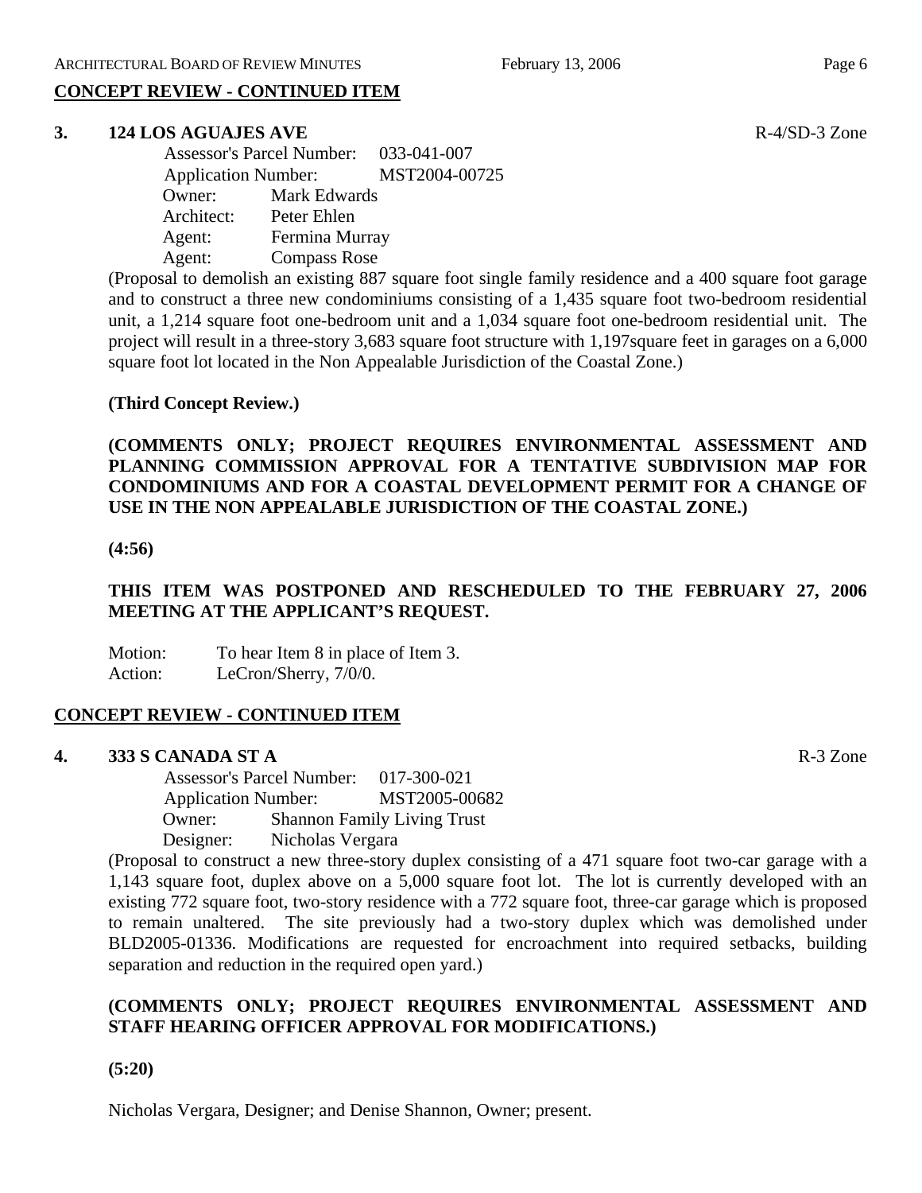## CONCEPT REVIEW - CONTINUED ITEM

### 3. 124 LOS AGUAJES AVE

R-4/SD-3 Zone

Assessor's Parcel Number: 033-041-007
Application Number: MST2004-00725
Owner: Mark Edwards
Architect: Peter Ehlen
Agent: Fermina Murray
Agent: Compass Rose

(Proposal to demolish an existing 887 square foot single family residence and a 400 square foot garage and to construct a three new condominiums consisting of a 1,435 square foot two-bedroom residential unit, a 1,214 square foot one-bedroom unit and a 1,034 square foot one-bedroom residential unit. The project will result in a three-story 3,683 square foot structure with 1,197square feet in garages on a 6,000 square foot lot located in the Non Appealable Jurisdiction of the Coastal Zone.)

**(Third Concept Review.)**

**(COMMENTS ONLY; PROJECT REQUIRES ENVIRONMENTAL ASSESSMENT AND PLANNING COMMISSION APPROVAL FOR A TENTATIVE SUBDIVISION MAP FOR CONDOMINIUMS AND FOR A COASTAL DEVELOPMENT PERMIT FOR A CHANGE OF USE IN THE NON APPEALABLE JURISDICTION OF THE COASTAL ZONE.)**

**(4:56)**

**THIS ITEM WAS POSTPONED AND RESCHEDULED TO THE FEBRUARY 27, 2006 MEETING AT THE APPLICANT'S REQUEST.**

Motion: To hear Item 8 in place of Item 3.
Action: LeCron/Sherry, 7/0/0.

## CONCEPT REVIEW - CONTINUED ITEM

### 4. 333 S CANADA ST A

R-3 Zone

Assessor's Parcel Number: 017-300-021
Application Number: MST2005-00682
Owner: Shannon Family Living Trust
Designer: Nicholas Vergara

(Proposal to construct a new three-story duplex consisting of a 471 square foot two-car garage with a 1,143 square foot, duplex above on a 5,000 square foot lot. The lot is currently developed with an existing 772 square foot, two-story residence with a 772 square foot, three-car garage which is proposed to remain unaltered. The site previously had a two-story duplex which was demolished under BLD2005-01336. Modifications are requested for encroachment into required setbacks, building separation and reduction in the required open yard.)

**(COMMENTS ONLY; PROJECT REQUIRES ENVIRONMENTAL ASSESSMENT AND STAFF HEARING OFFICER APPROVAL FOR MODIFICATIONS.)**

**(5:20)**

Nicholas Vergara, Designer; and Denise Shannon, Owner; present.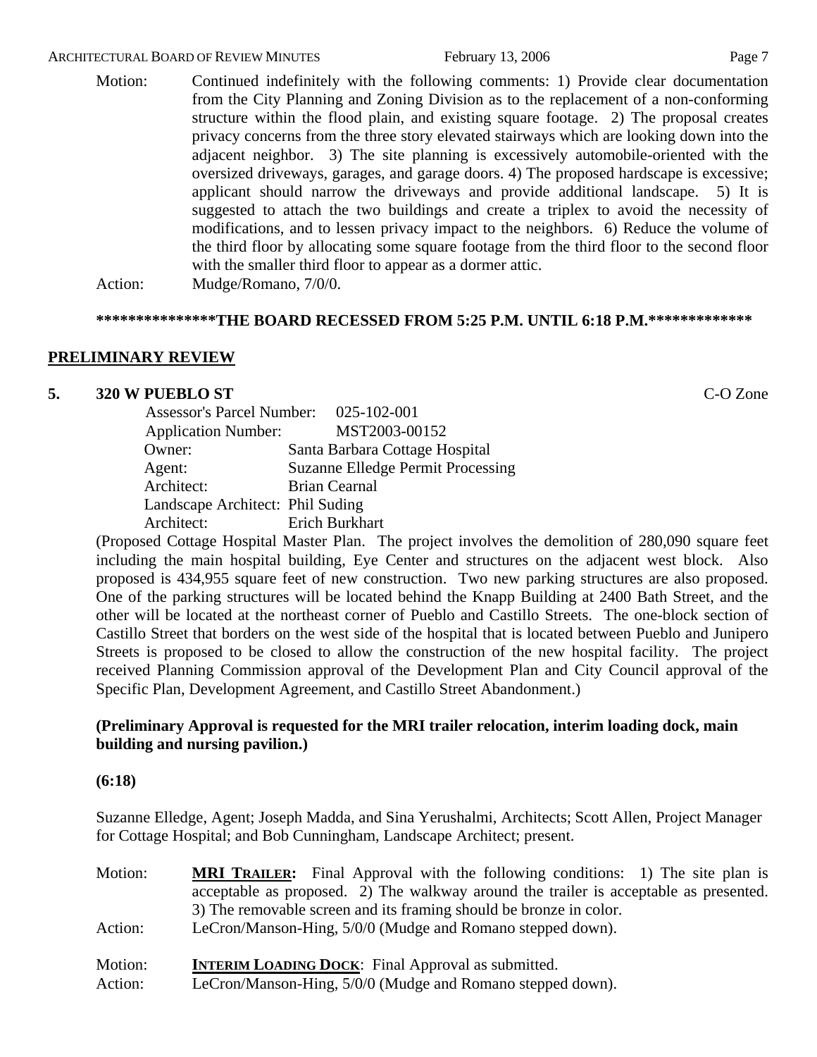Motion: Continued indefinitely with the following comments: 1) Provide clear documentation from the City Planning and Zoning Division as to the replacement of a non-conforming structure within the flood plain, and existing square footage. 2) The proposal creates privacy concerns from the three story elevated stairways which are looking down into the adjacent neighbor. 3) The site planning is excessively automobile-oriented with the oversized driveways, garages, and garage doors. 4) The proposed hardscape is excessive; applicant should narrow the driveways and provide additional landscape. 5) It is suggested to attach the two buildings and create a triplex to avoid the necessity of modifications, and to lessen privacy impact to the neighbors. 6) Reduce the volume of the third floor by allocating some square footage from the third floor to the second floor with the smaller third floor to appear as a dormer attic.

Action: Mudge/Romano, 7/0/0.

**\*\*\*\*\*\*\*\*\*\*\*\*\*\*\*THE BOARD RECESSED FROM 5:25 P.M. UNTIL 6:18 P.M.\*\*\*\*\*\*\*\*\*\*\*\*\***

## PRELIMINARY REVIEW

**5. 320 W PUEBLO ST** C-O Zone

Assessor's Parcel Number: 025-102-001
Application Number: MST2003-00152
Owner: Santa Barbara Cottage Hospital
Agent: Suzanne Elledge Permit Processing
Architect: Brian Cearnal
Landscape Architect: Phil Suding
Architect: Erich Burkhart

(Proposed Cottage Hospital Master Plan. The project involves the demolition of 280,090 square feet including the main hospital building, Eye Center and structures on the adjacent west block. Also proposed is 434,955 square feet of new construction. Two new parking structures are also proposed. One of the parking structures will be located behind the Knapp Building at 2400 Bath Street, and the other will be located at the northeast corner of Pueblo and Castillo Streets. The one-block section of Castillo Street that borders on the west side of the hospital that is located between Pueblo and Junipero Streets is proposed to be closed to allow the construction of the new hospital facility. The project received Planning Commission approval of the Development Plan and City Council approval of the Specific Plan, Development Agreement, and Castillo Street Abandonment.)

**(Preliminary Approval is requested for the MRI trailer relocation, interim loading dock, main building and nursing pavilion.)**

**(6:18)**

Suzanne Elledge, Agent; Joseph Madda, and Sina Yerushalmi, Architects; Scott Allen, Project Manager for Cottage Hospital; and Bob Cunningham, Landscape Architect; present.

Motion: **MRI TRAILER:** Final Approval with the following conditions: 1) The site plan is acceptable as proposed. 2) The walkway around the trailer is acceptable as presented. 3) The removable screen and its framing should be bronze in color.

Action: LeCron/Manson-Hing, 5/0/0 (Mudge and Romano stepped down).

Motion: **INTERIM LOADING DOCK**: Final Approval as submitted.

Action: LeCron/Manson-Hing, 5/0/0 (Mudge and Romano stepped down).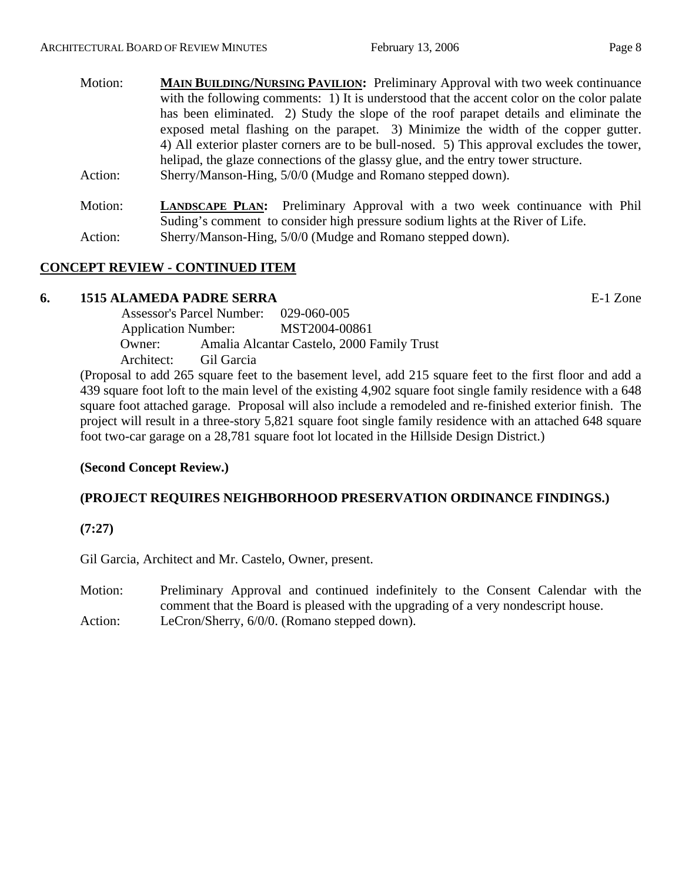Motion: **MAIN BUILDING/NURSING PAVILION:** Preliminary Approval with two week continuance with the following comments: 1) It is understood that the accent color on the color palate has been eliminated. 2) Study the slope of the roof parapet details and eliminate the exposed metal flashing on the parapet. 3) Minimize the width of the copper gutter. 4) All exterior plaster corners are to be bull-nosed. 5) This approval excludes the tower, helipad, the glaze connections of the glassy glue, and the entry tower structure.

Action: Sherry/Manson-Hing, 5/0/0 (Mudge and Romano stepped down).

Motion: **LANDSCAPE PLAN:** Preliminary Approval with a two week continuance with Phil Suding's comment to consider high pressure sodium lights at the River of Life.

Action: Sherry/Manson-Hing, 5/0/0 (Mudge and Romano stepped down).

## CONCEPT REVIEW - CONTINUED ITEM

### 6. 1515 ALAMEDA PADRE SERRA — E-1 Zone

Assessor's Parcel Number: 029-060-005
Application Number: MST2004-00861
Owner: Amalia Alcantar Castelo, 2000 Family Trust
Architect: Gil Garcia

(Proposal to add 265 square feet to the basement level, add 215 square feet to the first floor and add a 439 square foot loft to the main level of the existing 4,902 square foot single family residence with a 648 square foot attached garage. Proposal will also include a remodeled and re-finished exterior finish. The project will result in a three-story 5,821 square foot single family residence with an attached 648 square foot two-car garage on a 28,781 square foot lot located in the Hillside Design District.)

**(Second Concept Review.)**

**(PROJECT REQUIRES NEIGHBORHOOD PRESERVATION ORDINANCE FINDINGS.)**

**(7:27)**

Gil Garcia, Architect and Mr. Castelo, Owner, present.

Motion: Preliminary Approval and continued indefinitely to the Consent Calendar with the comment that the Board is pleased with the upgrading of a very nondescript house.

Action: LeCron/Sherry, 6/0/0. (Romano stepped down).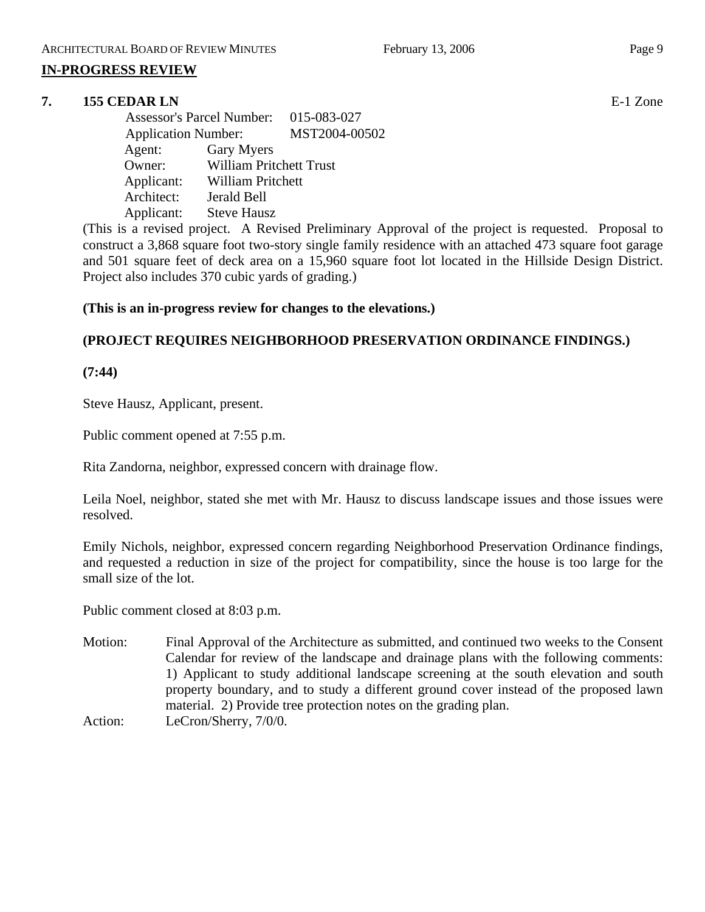## IN-PROGRESS REVIEW

**7. 155 CEDAR LN** E-1 Zone

Assessor's Parcel Number: 015-083-027
Application Number: MST2004-00502
Agent: Gary Myers
Owner: William Pritchett Trust
Applicant: William Pritchett
Architect: Jerald Bell
Applicant: Steve Hausz

(This is a revised project. A Revised Preliminary Approval of the project is requested. Proposal to construct a 3,868 square foot two-story single family residence with an attached 473 square foot garage and 501 square feet of deck area on a 15,960 square foot lot located in the Hillside Design District. Project also includes 370 cubic yards of grading.)

**(This is an in-progress review for changes to the elevations.)**

**(PROJECT REQUIRES NEIGHBORHOOD PRESERVATION ORDINANCE FINDINGS.)**

**(7:44)**

Steve Hausz, Applicant, present.

Public comment opened at 7:55 p.m.

Rita Zandorna, neighbor, expressed concern with drainage flow.

Leila Noel, neighbor, stated she met with Mr. Hausz to discuss landscape issues and those issues were resolved.

Emily Nichols, neighbor, expressed concern regarding Neighborhood Preservation Ordinance findings, and requested a reduction in size of the project for compatibility, since the house is too large for the small size of the lot.

Public comment closed at 8:03 p.m.

Motion: Final Approval of the Architecture as submitted, and continued two weeks to the Consent Calendar for review of the landscape and drainage plans with the following comments: 1) Applicant to study additional landscape screening at the south elevation and south property boundary, and to study a different ground cover instead of the proposed lawn material. 2) Provide tree protection notes on the grading plan.

Action: LeCron/Sherry, 7/0/0.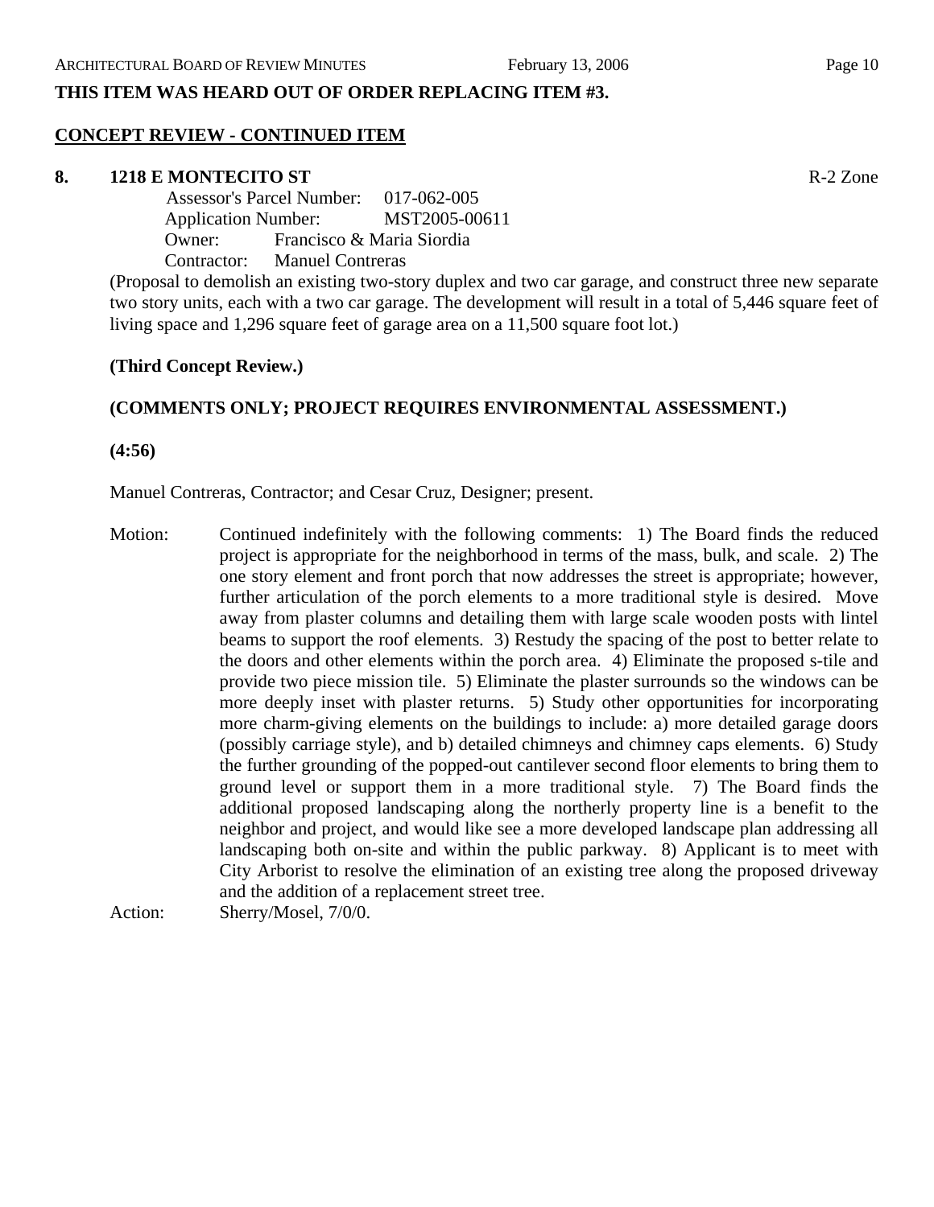**THIS ITEM WAS HEARD OUT OF ORDER REPLACING ITEM #3.**

**CONCEPT REVIEW - CONTINUED ITEM**

**8. 1218 E MONTECITO ST** R-2 Zone

Assessor's Parcel Number: 017-062-005
Application Number: MST2005-00611
Owner: Francisco & Maria Siordia
Contractor: Manuel Contreras

(Proposal to demolish an existing two-story duplex and two car garage, and construct three new separate two story units, each with a two car garage. The development will result in a total of 5,446 square feet of living space and 1,296 square feet of garage area on a 11,500 square foot lot.)

**(Third Concept Review.)**

**(COMMENTS ONLY; PROJECT REQUIRES ENVIRONMENTAL ASSESSMENT.)**

**(4:56)**

Manuel Contreras, Contractor; and Cesar Cruz, Designer; present.

Motion: Continued indefinitely with the following comments: 1) The Board finds the reduced project is appropriate for the neighborhood in terms of the mass, bulk, and scale. 2) The one story element and front porch that now addresses the street is appropriate; however, further articulation of the porch elements to a more traditional style is desired. Move away from plaster columns and detailing them with large scale wooden posts with lintel beams to support the roof elements. 3) Restudy the spacing of the post to better relate to the doors and other elements within the porch area. 4) Eliminate the proposed s-tile and provide two piece mission tile. 5) Eliminate the plaster surrounds so the windows can be more deeply inset with plaster returns. 5) Study other opportunities for incorporating more charm-giving elements on the buildings to include: a) more detailed garage doors (possibly carriage style), and b) detailed chimneys and chimney caps elements. 6) Study the further grounding of the popped-out cantilever second floor elements to bring them to ground level or support them in a more traditional style. 7) The Board finds the additional proposed landscaping along the northerly property line is a benefit to the neighbor and project, and would like see a more developed landscape plan addressing all landscaping both on-site and within the public parkway. 8) Applicant is to meet with City Arborist to resolve the elimination of an existing tree along the proposed driveway and the addition of a replacement street tree.

Action: Sherry/Mosel, 7/0/0.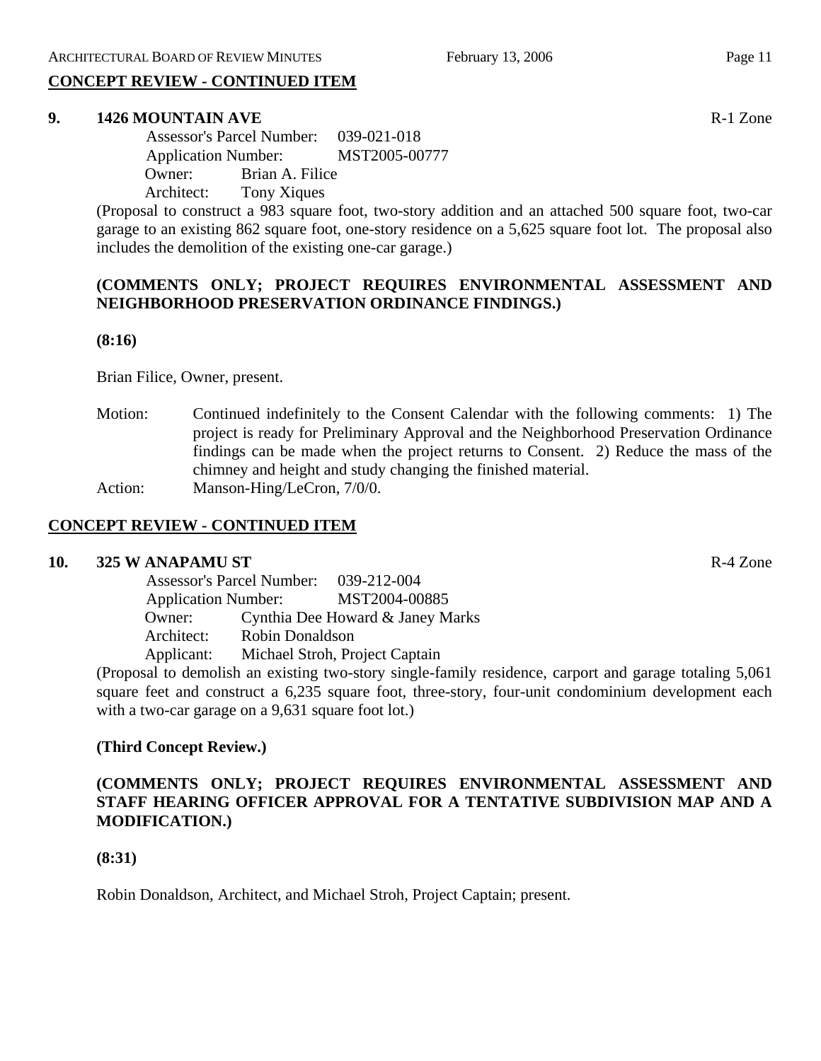## CONCEPT REVIEW - CONTINUED ITEM

**9. 1426 MOUNTAIN AVE** R-1 Zone

Assessor's Parcel Number: 039-021-018
Application Number: MST2005-00777
Owner: Brian A. Filice
Architect: Tony Xiques

(Proposal to construct a 983 square foot, two-story addition and an attached 500 square foot, two-car garage to an existing 862 square foot, one-story residence on a 5,625 square foot lot. The proposal also includes the demolition of the existing one-car garage.)

**(COMMENTS ONLY; PROJECT REQUIRES ENVIRONMENTAL ASSESSMENT AND NEIGHBORHOOD PRESERVATION ORDINANCE FINDINGS.)**

**(8:16)**

Brian Filice, Owner, present.

Motion: Continued indefinitely to the Consent Calendar with the following comments: 1) The project is ready for Preliminary Approval and the Neighborhood Preservation Ordinance findings can be made when the project returns to Consent. 2) Reduce the mass of the chimney and height and study changing the finished material.

Action: Manson-Hing/LeCron, 7/0/0.

## CONCEPT REVIEW - CONTINUED ITEM

**10. 325 W ANAPAMU ST** R-4 Zone

Assessor's Parcel Number: 039-212-004
Application Number: MST2004-00885
Owner: Cynthia Dee Howard & Janey Marks
Architect: Robin Donaldson
Applicant: Michael Stroh, Project Captain

(Proposal to demolish an existing two-story single-family residence, carport and garage totaling 5,061 square feet and construct a 6,235 square foot, three-story, four-unit condominium development each with a two-car garage on a 9,631 square foot lot.)

**(Third Concept Review.)**

**(COMMENTS ONLY; PROJECT REQUIRES ENVIRONMENTAL ASSESSMENT AND STAFF HEARING OFFICER APPROVAL FOR A TENTATIVE SUBDIVISION MAP AND A MODIFICATION.)**

**(8:31)**

Robin Donaldson, Architect, and Michael Stroh, Project Captain; present.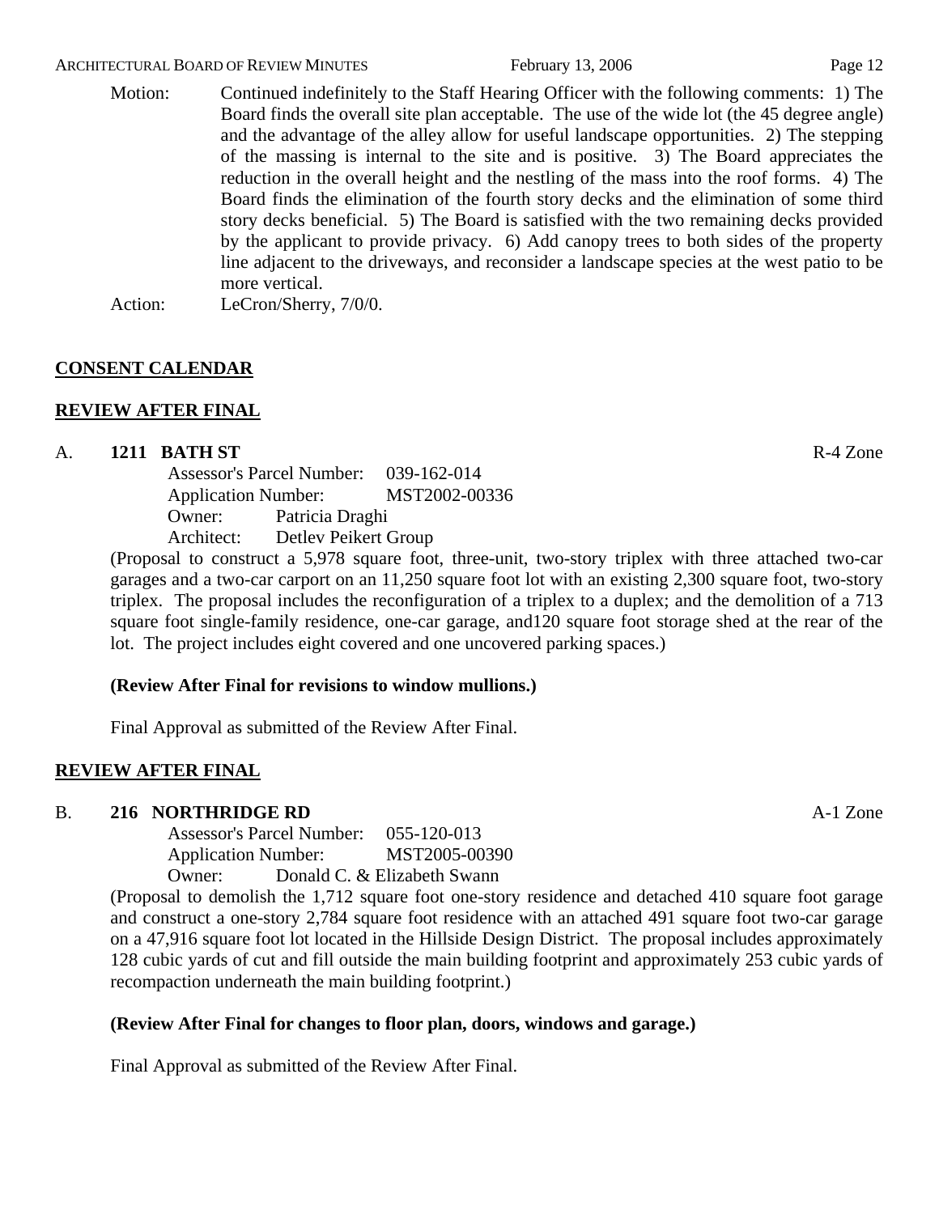Motion: Continued indefinitely to the Staff Hearing Officer with the following comments: 1) The Board finds the overall site plan acceptable. The use of the wide lot (the 45 degree angle) and the advantage of the alley allow for useful landscape opportunities. 2) The stepping of the massing is internal to the site and is positive. 3) The Board appreciates the reduction in the overall height and the nestling of the mass into the roof forms. 4) The Board finds the elimination of the fourth story decks and the elimination of some third story decks beneficial. 5) The Board is satisfied with the two remaining decks provided by the applicant to provide privacy. 6) Add canopy trees to both sides of the property line adjacent to the driveways, and reconsider a landscape species at the west patio to be more vertical.

Action: LeCron/Sherry, 7/0/0.

## CONSENT CALENDAR

## REVIEW AFTER FINAL

### A. 1211 BATH ST — R-4 Zone

Assessor's Parcel Number: 039-162-014
Application Number: MST2002-00336
Owner: Patricia Draghi
Architect: Detlev Peikert Group

(Proposal to construct a 5,978 square foot, three-unit, two-story triplex with three attached two-car garages and a two-car carport on an 11,250 square foot lot with an existing 2,300 square foot, two-story triplex. The proposal includes the reconfiguration of a triplex to a duplex; and the demolition of a 713 square foot single-family residence, one-car garage, and120 square foot storage shed at the rear of the lot. The project includes eight covered and one uncovered parking spaces.)

**(Review After Final for revisions to window mullions.)**

Final Approval as submitted of the Review After Final.

## REVIEW AFTER FINAL

### B. 216 NORTHRIDGE RD — A-1 Zone

Assessor's Parcel Number: 055-120-013
Application Number: MST2005-00390
Owner: Donald C. & Elizabeth Swann

(Proposal to demolish the 1,712 square foot one-story residence and detached 410 square foot garage and construct a one-story 2,784 square foot residence with an attached 491 square foot two-car garage on a 47,916 square foot lot located in the Hillside Design District. The proposal includes approximately 128 cubic yards of cut and fill outside the main building footprint and approximately 253 cubic yards of recompaction underneath the main building footprint.)

**(Review After Final for changes to floor plan, doors, windows and garage.)**

Final Approval as submitted of the Review After Final.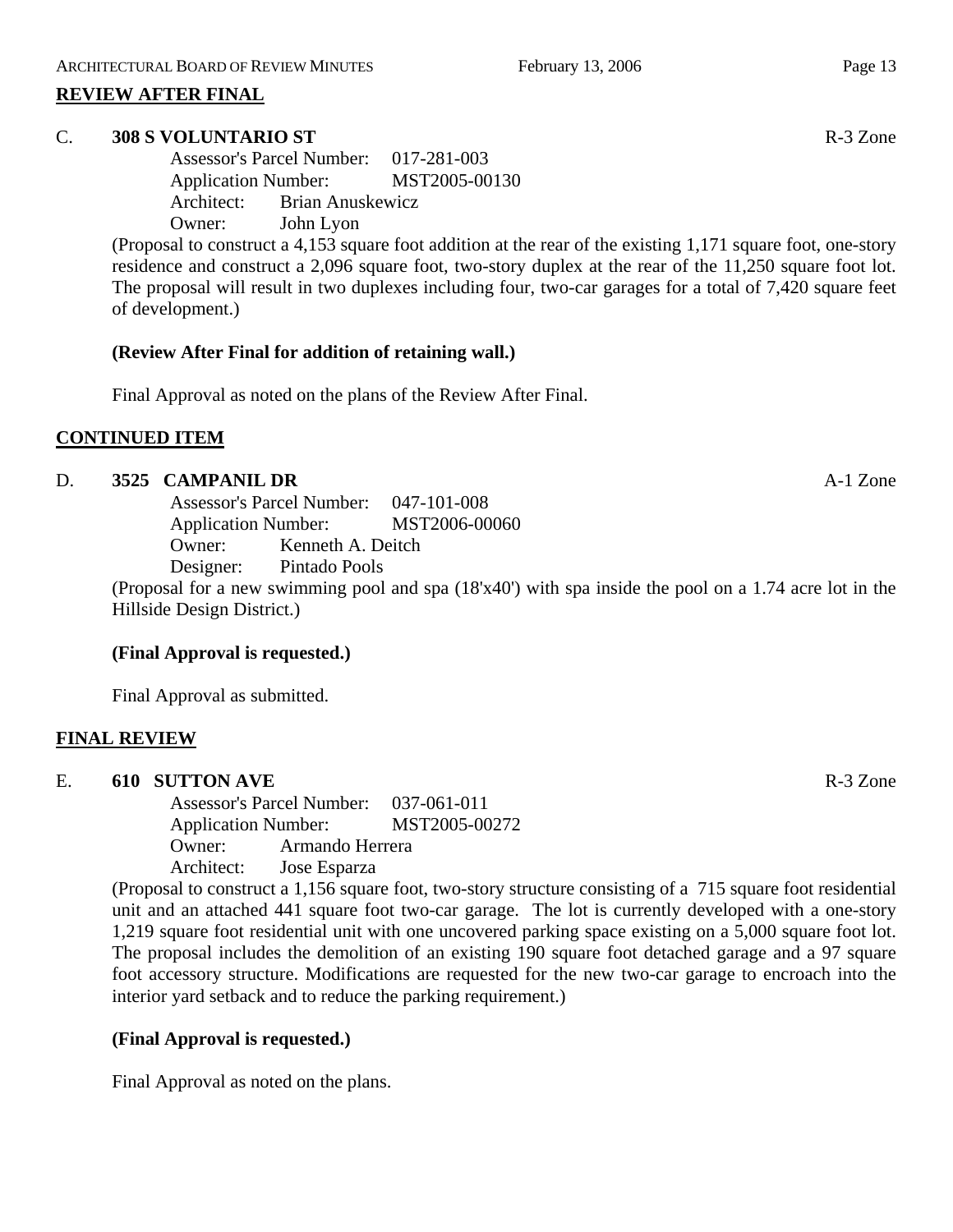## REVIEW AFTER FINAL

### C. 308 S VOLUNTARIO ST — R-3 Zone

Assessor's Parcel Number: 017-281-003
Application Number: MST2005-00130
Architect: Brian Anuskewicz
Owner: John Lyon

(Proposal to construct a 4,153 square foot addition at the rear of the existing 1,171 square foot, one-story residence and construct a 2,096 square foot, two-story duplex at the rear of the 11,250 square foot lot. The proposal will result in two duplexes including four, two-car garages for a total of 7,420 square feet of development.)

**(Review After Final for addition of retaining wall.)**

Final Approval as noted on the plans of the Review After Final.

## CONTINUED ITEM

### D. 3525 CAMPANIL DR — A-1 Zone

Assessor's Parcel Number: 047-101-008
Application Number: MST2006-00060
Owner: Kenneth A. Deitch
Designer: Pintado Pools

(Proposal for a new swimming pool and spa (18'x40') with spa inside the pool on a 1.74 acre lot in the Hillside Design District.)

**(Final Approval is requested.)**

Final Approval as submitted.

## FINAL REVIEW

### E. 610 SUTTON AVE — R-3 Zone

Assessor's Parcel Number: 037-061-011
Application Number: MST2005-00272
Owner: Armando Herrera
Architect: Jose Esparza

(Proposal to construct a 1,156 square foot, two-story structure consisting of a 715 square foot residential unit and an attached 441 square foot two-car garage. The lot is currently developed with a one-story 1,219 square foot residential unit with one uncovered parking space existing on a 5,000 square foot lot. The proposal includes the demolition of an existing 190 square foot detached garage and a 97 square foot accessory structure. Modifications are requested for the new two-car garage to encroach into the interior yard setback and to reduce the parking requirement.)

**(Final Approval is requested.)**

Final Approval as noted on the plans.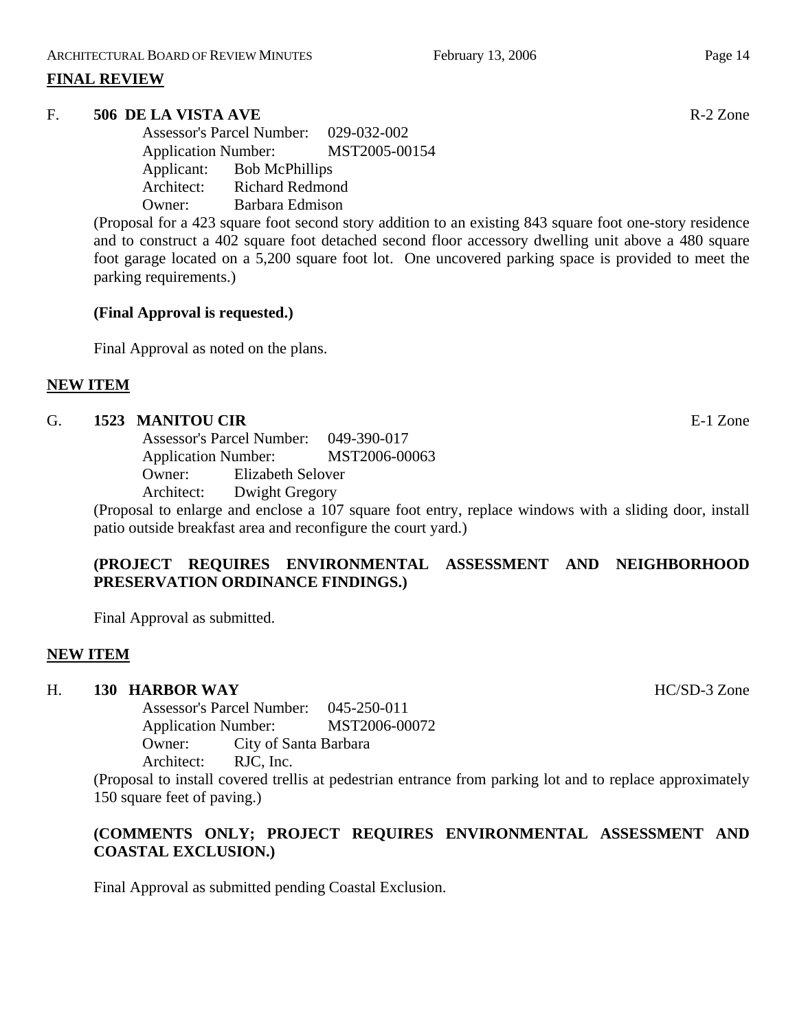## FINAL REVIEW

**F. 506 DE LA VISTA AVE** R-2 Zone

Assessor's Parcel Number: 029-032-002
Application Number: MST2005-00154
Applicant: Bob McPhillips
Architect: Richard Redmond
Owner: Barbara Edmison

(Proposal for a 423 square foot second story addition to an existing 843 square foot one-story residence and to construct a 402 square foot detached second floor accessory dwelling unit above a 480 square foot garage located on a 5,200 square foot lot. One uncovered parking space is provided to meet the parking requirements.)

**(Final Approval is requested.)**

Final Approval as noted on the plans.

## NEW ITEM

**G. 1523 MANITOU CIR** E-1 Zone

Assessor's Parcel Number: 049-390-017
Application Number: MST2006-00063
Owner: Elizabeth Selover
Architect: Dwight Gregory

(Proposal to enlarge and enclose a 107 square foot entry, replace windows with a sliding door, install patio outside breakfast area and reconfigure the court yard.)

**(PROJECT REQUIRES ENVIRONMENTAL ASSESSMENT AND NEIGHBORHOOD PRESERVATION ORDINANCE FINDINGS.)**

Final Approval as submitted.

## NEW ITEM

**H. 130 HARBOR WAY** HC/SD-3 Zone

Assessor's Parcel Number: 045-250-011
Application Number: MST2006-00072
Owner: City of Santa Barbara
Architect: RJC, Inc.

(Proposal to install covered trellis at pedestrian entrance from parking lot and to replace approximately 150 square feet of paving.)

**(COMMENTS ONLY; PROJECT REQUIRES ENVIRONMENTAL ASSESSMENT AND COASTAL EXCLUSION.)**

Final Approval as submitted pending Coastal Exclusion.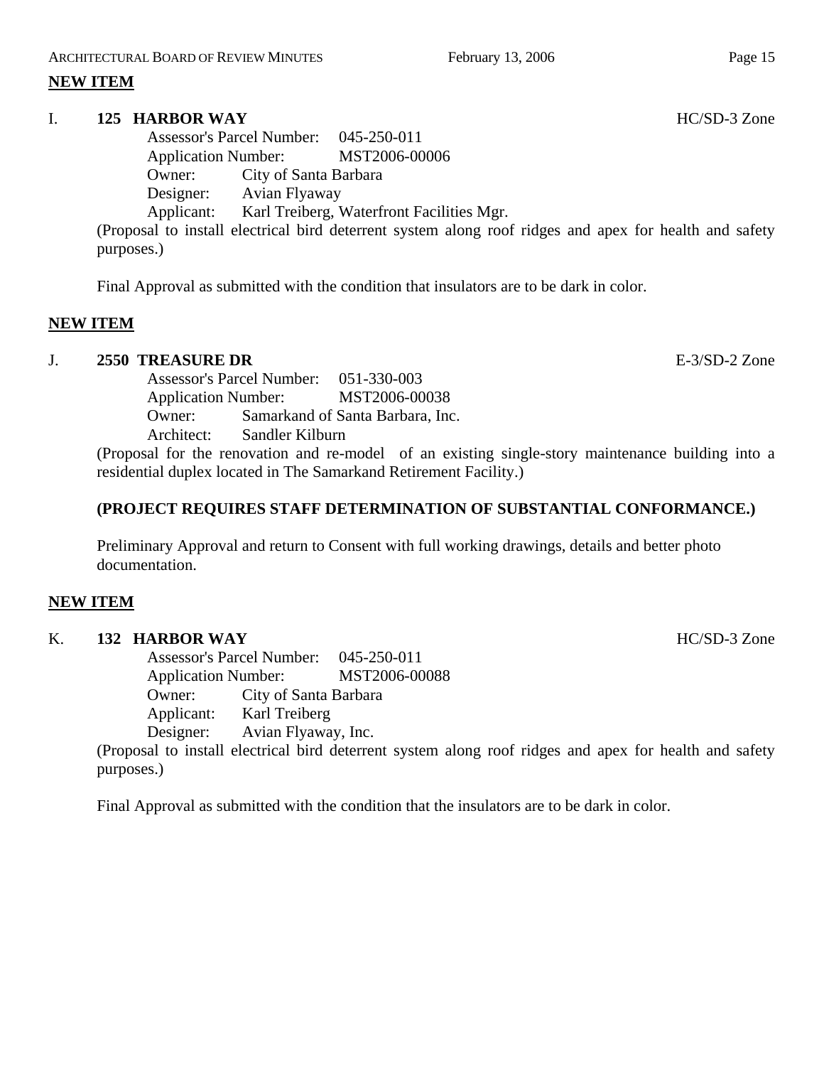**NEW ITEM**

I. **125 HARBOR WAY** HC/SD-3 Zone

Assessor's Parcel Number: 045-250-011
Application Number: MST2006-00006
Owner: City of Santa Barbara
Designer: Avian Flyaway
Applicant: Karl Treiberg, Waterfront Facilities Mgr.

(Proposal to install electrical bird deterrent system along roof ridges and apex for health and safety purposes.)

Final Approval as submitted with the condition that insulators are to be dark in color.

**NEW ITEM**

J. **2550 TREASURE DR** E-3/SD-2 Zone

Assessor's Parcel Number: 051-330-003
Application Number: MST2006-00038
Owner: Samarkand of Santa Barbara, Inc.
Architect: Sandler Kilburn

(Proposal for the renovation and re-model of an existing single-story maintenance building into a residential duplex located in The Samarkand Retirement Facility.)

**(PROJECT REQUIRES STAFF DETERMINATION OF SUBSTANTIAL CONFORMANCE.)**

Preliminary Approval and return to Consent with full working drawings, details and better photo documentation.

**NEW ITEM**

K. **132 HARBOR WAY** HC/SD-3 Zone

Assessor's Parcel Number: 045-250-011
Application Number: MST2006-00088
Owner: City of Santa Barbara
Applicant: Karl Treiberg
Designer: Avian Flyaway, Inc.

(Proposal to install electrical bird deterrent system along roof ridges and apex for health and safety purposes.)

Final Approval as submitted with the condition that the insulators are to be dark in color.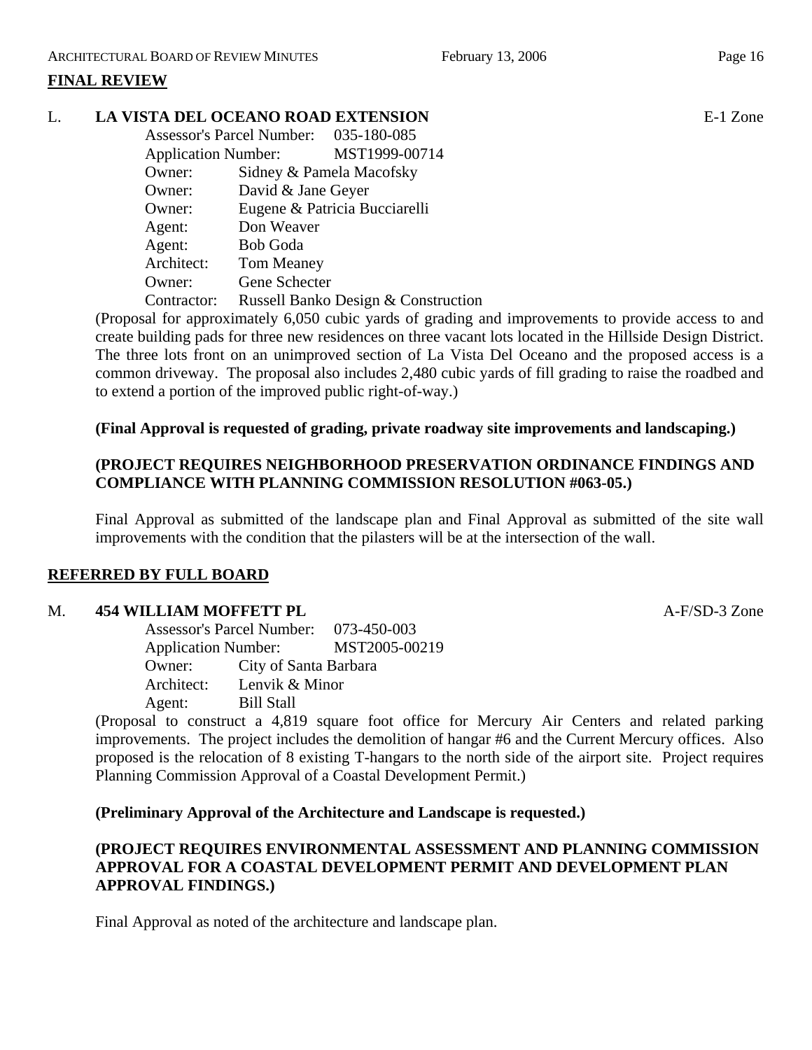## FINAL REVIEW

**L. LA VISTA DEL OCEANO ROAD EXTENSION** E-1 Zone

Assessor's Parcel Number: 035-180-085
Application Number: MST1999-00714
Owner: Sidney & Pamela Macofsky
Owner: David & Jane Geyer
Owner: Eugene & Patricia Bucciarelli
Agent: Don Weaver
Agent: Bob Goda
Architect: Tom Meaney
Owner: Gene Schecter
Contractor: Russell Banko Design & Construction

(Proposal for approximately 6,050 cubic yards of grading and improvements to provide access to and create building pads for three new residences on three vacant lots located in the Hillside Design District. The three lots front on an unimproved section of La Vista Del Oceano and the proposed access is a common driveway. The proposal also includes 2,480 cubic yards of fill grading to raise the roadbed and to extend a portion of the improved public right-of-way.)

**(Final Approval is requested of grading, private roadway site improvements and landscaping.)**

**(PROJECT REQUIRES NEIGHBORHOOD PRESERVATION ORDINANCE FINDINGS AND COMPLIANCE WITH PLANNING COMMISSION RESOLUTION #063-05.)**

Final Approval as submitted of the landscape plan and Final Approval as submitted of the site wall improvements with the condition that the pilasters will be at the intersection of the wall.

## REFERRED BY FULL BOARD

**M. 454 WILLIAM MOFFETT PL** A-F/SD-3 Zone

Assessor's Parcel Number: 073-450-003
Application Number: MST2005-00219
Owner: City of Santa Barbara
Architect: Lenvik & Minor
Agent: Bill Stall

(Proposal to construct a 4,819 square foot office for Mercury Air Centers and related parking improvements. The project includes the demolition of hangar #6 and the Current Mercury offices. Also proposed is the relocation of 8 existing T-hangars to the north side of the airport site. Project requires Planning Commission Approval of a Coastal Development Permit.)

**(Preliminary Approval of the Architecture and Landscape is requested.)**

**(PROJECT REQUIRES ENVIRONMENTAL ASSESSMENT AND PLANNING COMMISSION APPROVAL FOR A COASTAL DEVELOPMENT PERMIT AND DEVELOPMENT PLAN APPROVAL FINDINGS.)**

Final Approval as noted of the architecture and landscape plan.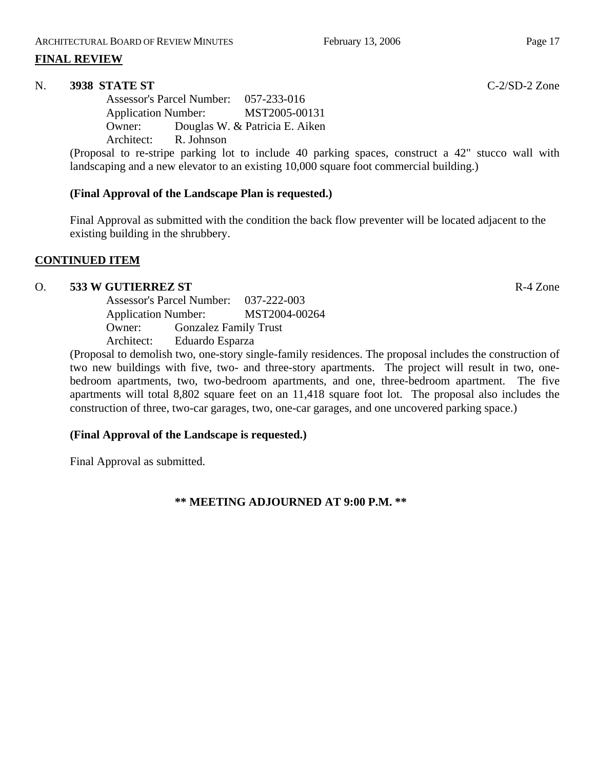## FINAL REVIEW

N. **3938 STATE ST** C-2/SD-2 Zone

Assessor's Parcel Number: 057-233-016
Application Number: MST2005-00131
Owner: Douglas W. & Patricia E. Aiken
Architect: R. Johnson

(Proposal to re-stripe parking lot to include 40 parking spaces, construct a 42" stucco wall with landscaping and a new elevator to an existing 10,000 square foot commercial building.)

**(Final Approval of the Landscape Plan is requested.)**

Final Approval as submitted with the condition the back flow preventer will be located adjacent to the existing building in the shrubbery.

## CONTINUED ITEM

O. **533 W GUTIERREZ ST** R-4 Zone

Assessor's Parcel Number: 037-222-003
Application Number: MST2004-00264
Owner: Gonzalez Family Trust
Architect: Eduardo Esparza

(Proposal to demolish two, one-story single-family residences. The proposal includes the construction of two new buildings with five, two- and three-story apartments. The project will result in two, one-bedroom apartments, two, two-bedroom apartments, and one, three-bedroom apartment. The five apartments will total 8,802 square feet on an 11,418 square foot lot. The proposal also includes the construction of three, two-car garages, two, one-car garages, and one uncovered parking space.)

**(Final Approval of the Landscape is requested.)**

Final Approval as submitted.

**\*\* MEETING ADJOURNED AT 9:00 P.M. \*\***